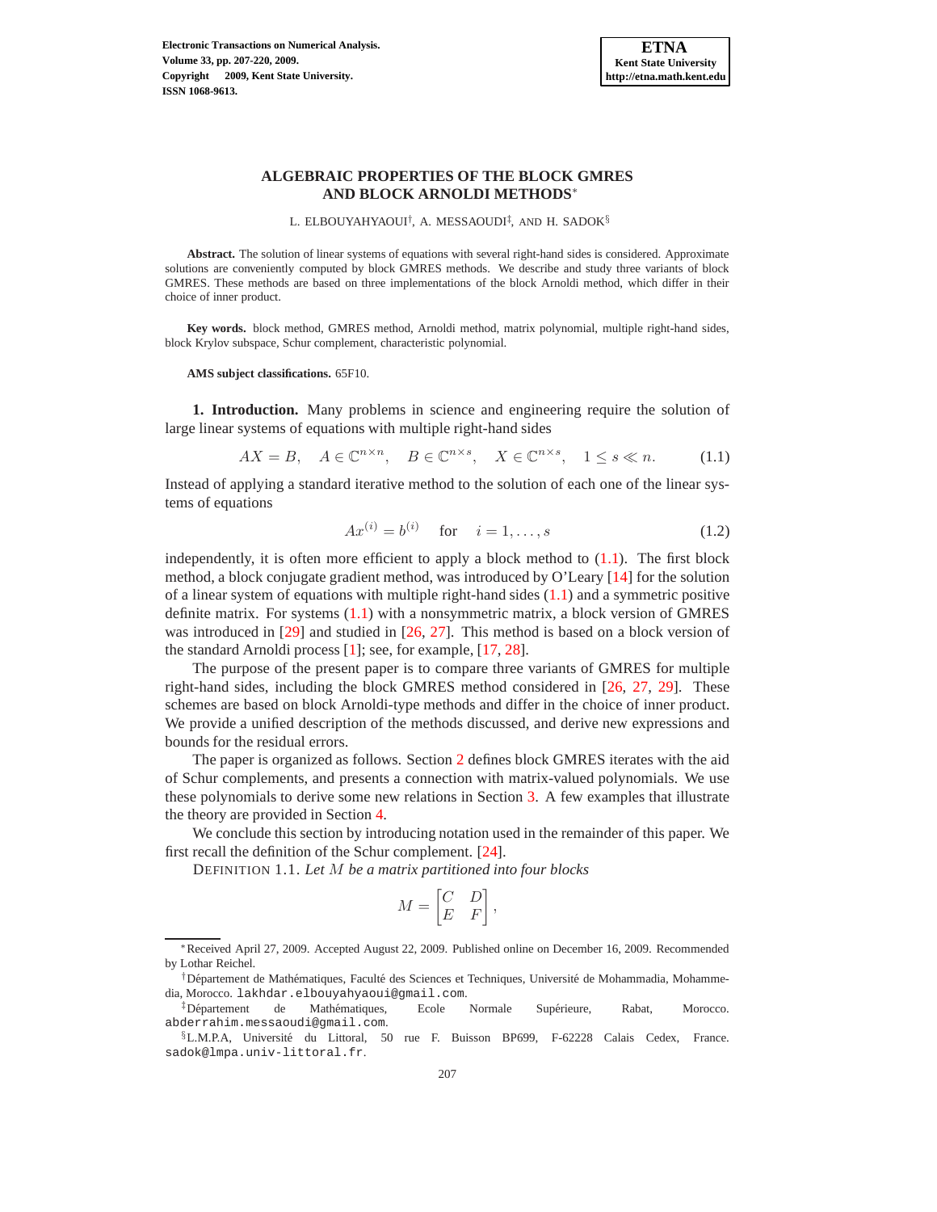# ALGEBRAIC PROPERTIES OF THE BLOCK GMRES AND BLOCK ARNOLDI METHODS*

L. ELBOUYAHYAOUI†, A. MESSAOUDI‡, AND H. SADOK§

**Abstract.** The solution of linear systems of equations with several right-hand sides is considered. Approximate solutions are conveniently computed by block GMRES methods. We describe and study three variants of block GMRES. These methods are based on three implementations of the block Arnoldi method, which differ in their choice of inner product.

**Key words.** block method, GMRES method, Arnoldi method, matrix polynomial, multiple right-hand sides, block Krylov subspace, Schur complement, characteristic polynomial.

**AMS subject classifications.** 65F10.

**1. Introduction.** Many problems in science and engineering require the solution of large linear systems of equations with multiple right-hand sides

$$AX = B, \quad A \in \mathbb{C}^{n\times n}, \quad B \in \mathbb{C}^{n\times s}, \quad X \in \mathbb{C}^{n\times s}, \quad 1 \leq s \ll n. \tag{1.1}$$

Instead of applying a standard iterative method to the solution of each one of the linear systems of equations

$$Ax^{(i)} = b^{(i)} \quad \text{for} \quad i = 1, \ldots, s \tag{1.2}$$

independently, it is often more efficient to apply a block method to (1.1). The first block method, a block conjugate gradient method, was introduced by O'Leary [14] for the solution of a linear system of equations with multiple right-hand sides (1.1) and a symmetric positive definite matrix. For systems (1.1) with a nonsymmetric matrix, a block version of GMRES was introduced in [29] and studied in [26, 27]. This method is based on a block version of the standard Arnoldi process [1]; see, for example, [17, 28].

The purpose of the present paper is to compare three variants of GMRES for multiple right-hand sides, including the block GMRES method considered in [26, 27, 29]. These schemes are based on block Arnoldi-type methods and differ in the choice of inner product. We provide a unified description of the methods discussed, and derive new expressions and bounds for the residual errors.

The paper is organized as follows. Section 2 defines block GMRES iterates with the aid of Schur complements, and presents a connection with matrix-valued polynomials. We use these polynomials to derive some new relations in Section 3. A few examples that illustrate the theory are provided in Section 4.

We conclude this section by introducing notation used in the remainder of this paper. We first recall the definition of the Schur complement. [24].

DEFINITION 1.1. *Let $M$ be a matrix partitioned into four blocks*

$$M = \begin{bmatrix} C & D \\ E & F \end{bmatrix},$$

*Received April 27, 2009. Accepted August 22, 2009. Published online on December 16, 2009. Recommended by Lothar Reichel.

†Département de Mathématiques, Faculté des Sciences et Techniques, Université de Mohammadia, Mohammedia, Morocco. lakhdar.elbouyahyaoui@gmail.com.

‡Département de Mathématiques, Ecole Normale Supérieure, Rabat, Morocco. abderrahim.messaoudi@gmail.com.

§L.M.P.A, Université du Littoral, 50 rue F. Buisson BP699, F-62228 Calais Cedex, France. sadok@lmpa.univ-littoral.fr.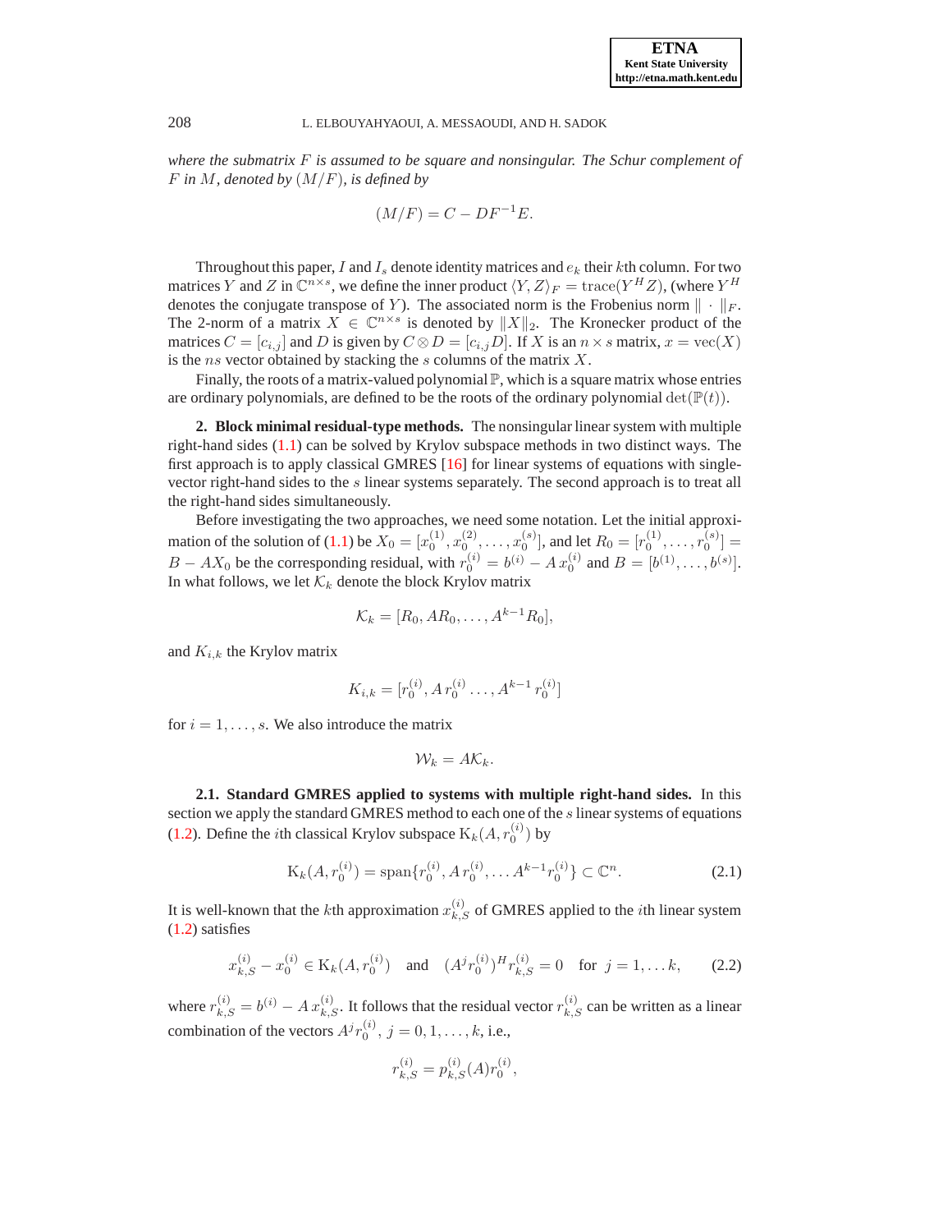*where the submatrix $F$ is assumed to be square and nonsingular. The Schur complement of $F$ in $M$, denoted by $(M/F)$, is defined by*

$$(M/F) = C - DF^{-1}E.$$

Throughout this paper, $I$ and $I_s$ denote identity matrices and $e_k$ their $k$th column. For two matrices $Y$ and $Z$ in $\mathbb{C}^{n\times s}$, we define the inner product $\langle Y, Z\rangle_F = \mathrm{trace}(Y^H Z)$, (where $Y^H$ denotes the conjugate transpose of $Y$). The associated norm is the Frobenius norm $\|\cdot\|_F$. The 2-norm of a matrix $X \in \mathbb{C}^{n\times s}$ is denoted by $\|X\|_2$. The Kronecker product of the matrices $C = [c_{i,j}]$ and $D$ is given by $C \otimes D = [c_{i,j}D]$. If $X$ is an $n \times s$ matrix, $x = \mathrm{vec}(X)$ is the $ns$ vector obtained by stacking the $s$ columns of the matrix $X$.

Finally, the roots of a matrix-valued polynomial $\mathbb{P}$, which is a square matrix whose entries are ordinary polynomials, are defined to be the roots of the ordinary polynomial $\det(\mathbb{P}(t))$.

**2. Block minimal residual-type methods.** The nonsingular linear system with multiple right-hand sides (1.1) can be solved by Krylov subspace methods in two distinct ways. The first approach is to apply classical GMRES [16] for linear systems of equations with single-vector right-hand sides to the $s$ linear systems separately. The second approach is to treat all the right-hand sides simultaneously.

Before investigating the two approaches, we need some notation. Let the initial approximation of the solution of (1.1) be $X_0 = [x_0^{(1)}, x_0^{(2)}, \ldots, x_0^{(s)}]$, and let $R_0 = [r_0^{(1)}, \ldots, r_0^{(s)}] = B - AX_0$ be the corresponding residual, with $r_0^{(i)} = b^{(i)} - A\,x_0^{(i)}$ and $B = [b^{(1)}, \ldots, b^{(s)}]$. In what follows, we let $\mathcal{K}_k$ denote the block Krylov matrix

$$\mathcal{K}_k = [R_0, AR_0, \ldots, A^{k-1}R_0],$$

and $K_{i,k}$ the Krylov matrix

$$K_{i,k} = [r_0^{(i)}, A\,r_0^{(i)} \ldots, A^{k-1}\,r_0^{(i)}]$$

for $i = 1, \ldots, s$. We also introduce the matrix

$$\mathcal{W}_k = A\mathcal{K}_k.$$

**2.1. Standard GMRES applied to systems with multiple right-hand sides.** In this section we apply the standard GMRES method to each one of the $s$ linear systems of equations (1.2). Define the $i$th classical Krylov subspace $\mathrm{K}_k(A, r_0^{(i)})$ by

$$\mathrm{K}_k(A, r_0^{(i)}) = \mathrm{span}\{r_0^{(i)}, A\,r_0^{(i)}, \ldots A^{k-1}r_0^{(i)}\} \subset \mathbb{C}^n. \tag{2.1}$$

It is well-known that the $k$th approximation $x_{k,S}^{(i)}$ of GMRES applied to the $i$th linear system (1.2) satisfies

$$x_{k,S}^{(i)} - x_0^{(i)} \in \mathrm{K}_k(A, r_0^{(i)}) \quad \text{and} \quad (A^j r_0^{(i)})^H r_{k,S}^{(i)} = 0 \quad \text{for } j = 1, \ldots k, \tag{2.2}$$

where $r_{k,S}^{(i)} = b^{(i)} - A\,x_{k,S}^{(i)}$. It follows that the residual vector $r_{k,S}^{(i)}$ can be written as a linear combination of the vectors $A^j r_0^{(i)}$, $j = 0, 1, \ldots, k$, i.e.,

$$r_{k,S}^{(i)} = p_{k,S}^{(i)}(A) r_0^{(i)},$$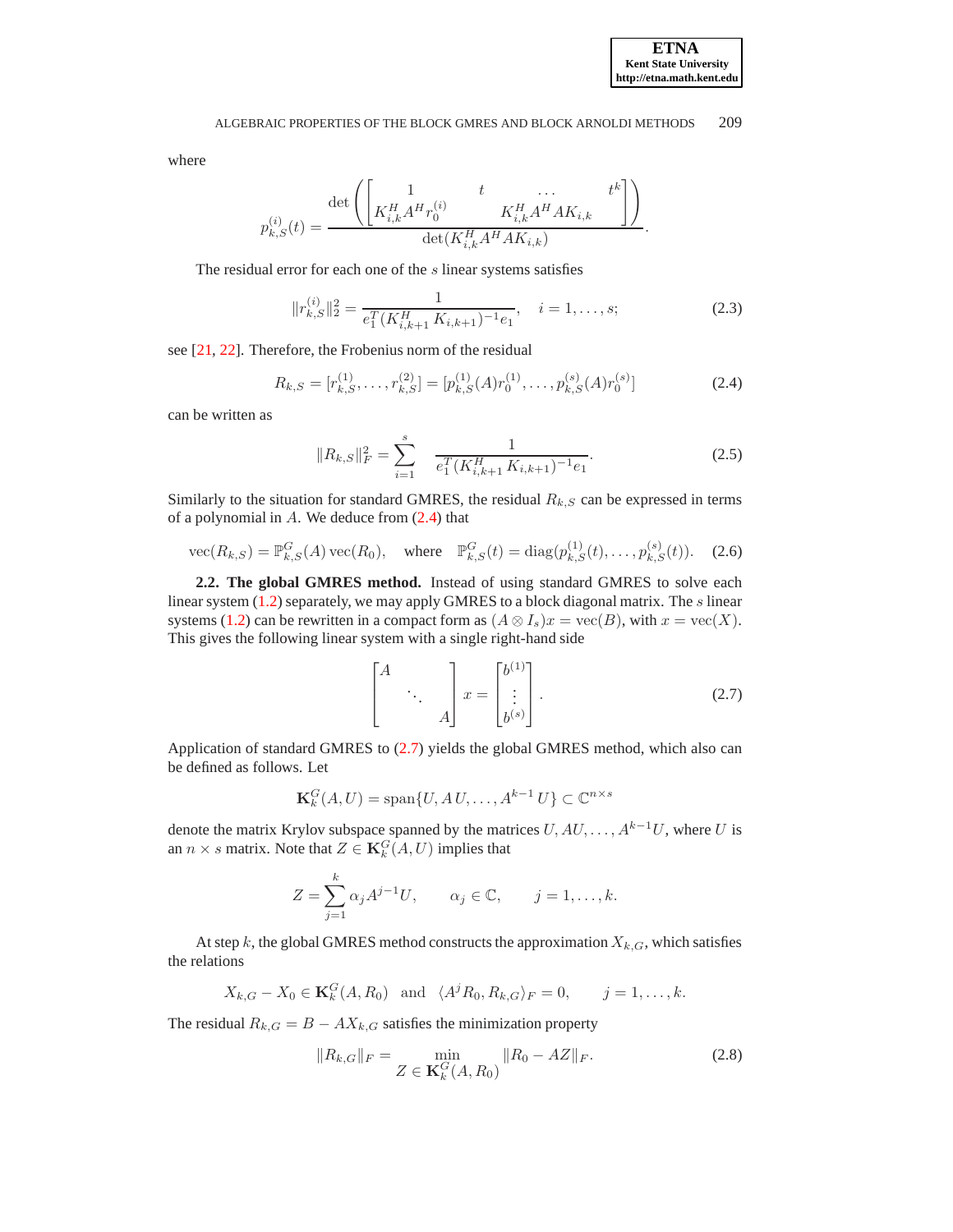where

$$
p_{k,S}^{(i)}(t) = \frac{\det\left(\begin{bmatrix} 1 & t & \dots & t^k \\ K_{i,k}^H A^H r_0^{(i)} & & K_{i,k}^H A^H A K_{i,k} & \end{bmatrix}\right)}{\det(K_{i,k}^H A^H A K_{i,k})}.
$$

The residual error for each one of the $s$ linear systems satisfies

$$
\|r_{k,S}^{(i)}\|_2^2 = \frac{1}{e_1^T (K_{i,k+1}^H \, K_{i,k+1})^{-1} e_1}, \quad i = 1, \dots, s; \tag{2.3}
$$

see [21, 22]. Therefore, the Frobenius norm of the residual

$$
R_{k,S} = [r_{k,S}^{(1)}, \dots, r_{k,S}^{(2)}] = [p_{k,S}^{(1)}(A) r_0^{(1)}, \dots, p_{k,S}^{(s)}(A) r_0^{(s)}] \tag{2.4}
$$

can be written as

$$
\|R_{k,S}\|_F^2 = \sum_{i=1}^{s} \frac{1}{e_1^T (K_{i,k+1}^H \, K_{i,k+1})^{-1} e_1}. \tag{2.5}
$$

Similarly to the situation for standard GMRES, the residual $R_{k,S}$ can be expressed in terms of a polynomial in $A$. We deduce from (2.4) that

$$
\operatorname{vec}(R_{k,S}) = \mathbb{P}_{k,S}^G(A) \operatorname{vec}(R_0), \quad \text{where} \quad \mathbb{P}_{k,S}^G(t) = \operatorname{diag}(p_{k,S}^{(1)}(t), \dots, p_{k,S}^{(s)}(t)). \tag{2.6}
$$

**2.2. The global GMRES method.** Instead of using standard GMRES to solve each linear system (1.2) separately, we may apply GMRES to a block diagonal matrix. The $s$ linear systems (1.2) can be rewritten in a compact form as $(A \otimes I_s)x = \operatorname{vec}(B)$, with $x = \operatorname{vec}(X)$. This gives the following linear system with a single right-hand side

$$
\begin{bmatrix} A & & \\ & \ddots & \\ & & A \end{bmatrix} x = \begin{bmatrix} b^{(1)} \\ \vdots \\ b^{(s)} \end{bmatrix}. \tag{2.7}
$$

Application of standard GMRES to (2.7) yields the global GMRES method, which also can be defined as follows. Let

$$
\mathbf{K}_k^G(A, U) = \operatorname{span}\{U, A\,U, \dots, A^{k-1}\,U\} \subset \mathbb{C}^{n \times s}
$$

denote the matrix Krylov subspace spanned by the matrices $U, AU, \dots, A^{k-1}U$, where $U$ is an $n \times s$ matrix. Note that $Z \in \mathbf{K}_k^G(A, U)$ implies that

$$
Z = \sum_{j=1}^{k} \alpha_j A^{j-1} U, \qquad \alpha_j \in \mathbb{C}, \qquad j = 1, \dots, k.
$$

At step $k$, the global GMRES method constructs the approximation $X_{k,G}$, which satisfies the relations

$$
X_{k,G} - X_0 \in \mathbf{K}_k^G(A, R_0) \quad \text{and} \quad \langle A^j R_0, R_{k,G} \rangle_F = 0, \qquad j = 1, \dots, k.
$$

The residual $R_{k,G} = B - AX_{k,G}$ satisfies the minimization property

$$
\|R_{k,G}\|_F = \min_{Z \in \mathbf{K}_k^G(A, R_0)} \|R_0 - AZ\|_F. \tag{2.8}
$$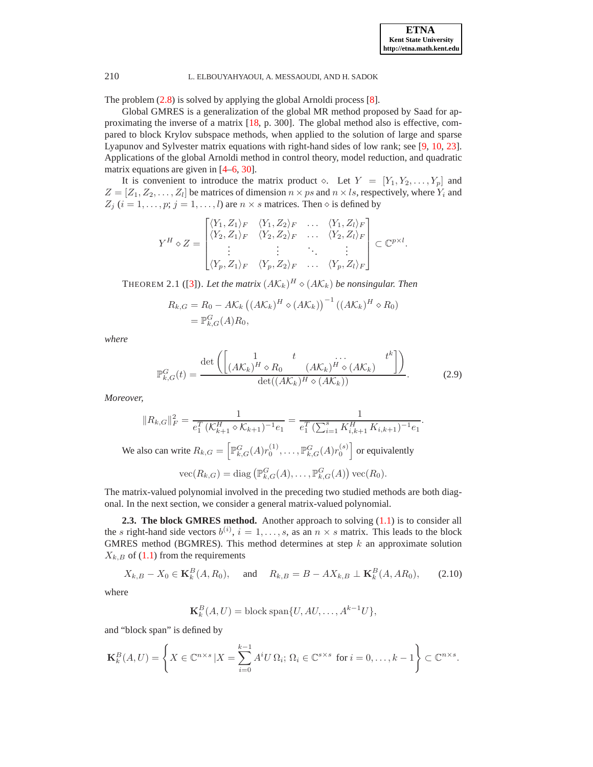The problem (2.8) is solved by applying the global Arnoldi process [8].

Global GMRES is a generalization of the global MR method proposed by Saad for approximating the inverse of a matrix [18, p. 300]. The global method also is effective, compared to block Krylov subspace methods, when applied to the solution of large and sparse Lyapunov and Sylvester matrix equations with right-hand sides of low rank; see [9, 10, 23]. Applications of the global Arnoldi method in control theory, model reduction, and quadratic matrix equations are given in [4–6, 30].

It is convenient to introduce the matrix product $\diamond$. Let $Y = [Y_1, Y_2, \ldots, Y_p]$ and $Z = [Z_1, Z_2, \ldots, Z_l]$ be matrices of dimension $n \times ps$ and $n \times ls$, respectively, where $Y_i$ and $Z_j$ ($i = 1, \ldots, p$; $j = 1, \ldots, l$) are $n \times s$ matrices. Then $\diamond$ is defined by

$$
Y^H \diamond Z = \begin{bmatrix} \langle Y_1, Z_1 \rangle_F & \langle Y_1, Z_2 \rangle_F & \ldots & \langle Y_1, Z_l \rangle_F \\ \langle Y_2, Z_1 \rangle_F & \langle Y_2, Z_2 \rangle_F & \ldots & \langle Y_2, Z_l \rangle_F \\ \vdots & \vdots & \ddots & \vdots \\ \langle Y_p, Z_1 \rangle_F & \langle Y_p, Z_2 \rangle_F & \ldots & \langle Y_p, Z_l \rangle_F \end{bmatrix} \subset \mathbb{C}^{p \times l}.
$$

THEOREM 2.1 ([3]). *Let the matrix $(A\mathcal{K}_k)^H \diamond (A\mathcal{K}_k)$ be nonsingular. Then*

$$
\begin{aligned}
R_{k,G} &= R_0 - A\mathcal{K}_k \left( (A\mathcal{K}_k)^H \diamond (A\mathcal{K}_k) \right)^{-1} \left( (A\mathcal{K}_k)^H \diamond R_0 \right) \\
&= \mathbb{P}^G_{k,G}(A) R_0,
\end{aligned}
$$

*where*

$$
\mathbb{P}^G_{k,G}(t) = \frac{\det\left( \begin{bmatrix} 1 & t & \ldots & t^k \\ (A\mathcal{K}_k)^H \diamond R_0 & & (A\mathcal{K}_k)^H \diamond (A\mathcal{K}_k) & \end{bmatrix} \right)}{\det((A\mathcal{K}_k)^H \diamond (A\mathcal{K}_k))}. \tag{2.9}
$$

*Moreover,*

$$
\|R_{k,G}\|_F^2 = \frac{1}{e_1^T \, (\mathcal{K}_{k+1}^H \diamond \mathcal{K}_{k+1})^{-1} e_1} = \frac{1}{e_1^T \, (\sum_{i=1}^s K_{i,k+1}^H \, K_{i,k+1})^{-1} e_1}.
$$

We also can write $R_{k,G} = \left[ \mathbb{P}^G_{k,G}(A) r_0^{(1)}, \ldots, \mathbb{P}^G_{k,G}(A) r_0^{(s)} \right]$ or equivalently

$$
\operatorname{vec}(R_{k,G}) = \operatorname{diag}\left( \mathbb{P}^G_{k,G}(A), \ldots, \mathbb{P}^G_{k,G}(A) \right) \operatorname{vec}(R_0).
$$

The matrix-valued polynomial involved in the preceding two studied methods are both diagonal. In the next section, we consider a general matrix-valued polynomial.

**2.3. The block GMRES method.** Another approach to solving (1.1) is to consider all the $s$ right-hand side vectors $b^{(i)}$, $i = 1, \ldots, s$, as an $n \times s$ matrix. This leads to the block GMRES method (BGMRES). This method determines at step $k$ an approximate solution $X_{k,B}$ of (1.1) from the requirements

$$
X_{k,B} - X_0 \in \mathbf{K}_k^B(A, R_0), \quad \text{and} \quad R_{k,B} = B - AX_{k,B} \perp \mathbf{K}_k^B(A, AR_0), \tag{2.10}
$$

where

$$
\mathbf{K}_k^B(A, U) = \text{block span}\{U, AU, \ldots, A^{k-1}U\},
$$

and "block span" is defined by

$$
\mathbf{K}_k^B(A, U) = \left\{ X \in \mathbb{C}^{n \times s} \, | X = \sum_{i=0}^{k-1} A^i U \, \Omega_i; \; \Omega_i \in \mathbb{C}^{s \times s} \text{ for } i = 0, \ldots, k-1 \right\} \subset \mathbb{C}^{n \times s}.
$$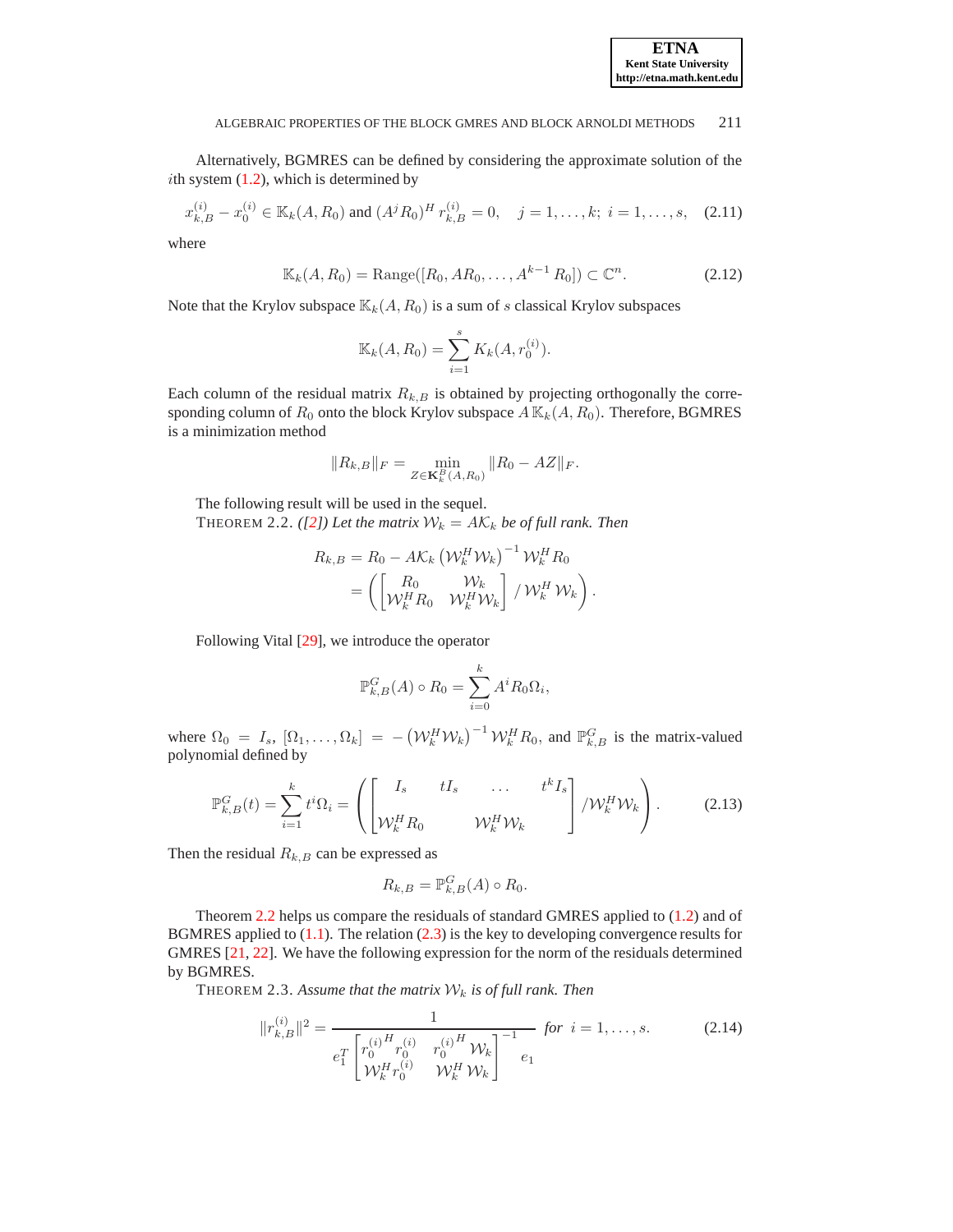Alternatively, BGMRES can be defined by considering the approximate solution of the $i$th system (1.2), which is determined by

$$x_{k,B}^{(i)} - x_0^{(i)} \in \mathbb{K}_k(A, R_0) \text{ and } (A^j R_0)^H r_{k,B}^{(i)} = 0, \quad j = 1, \ldots, k; \; i = 1, \ldots, s, \tag{2.11}$$

where

$$\mathbb{K}_k(A, R_0) = \text{Range}([R_0, AR_0, \ldots, A^{k-1} R_0]) \subset \mathbb{C}^n. \tag{2.12}$$

Note that the Krylov subspace $\mathbb{K}_k(A, R_0)$ is a sum of $s$ classical Krylov subspaces

$$\mathbb{K}_k(A, R_0) = \sum_{i=1}^{s} K_k(A, r_0^{(i)}).$$

Each column of the residual matrix $R_{k,B}$ is obtained by projecting orthogonally the corresponding column of $R_0$ onto the block Krylov subspace $A\,\mathbb{K}_k(A, R_0)$. Therefore, BGMRES is a minimization method

$$\|R_{k,B}\|_F = \min_{Z \in \mathbf{K}_k^B(A, R_0)} \|R_0 - AZ\|_F.$$

The following result will be used in the sequel.

THEOREM 2.2. *([2]) Let the matrix $\mathcal{W}_k = A\mathcal{K}_k$ be of full rank. Then*

$$\begin{aligned} R_{k,B} &= R_0 - A\mathcal{K}_k \left(\mathcal{W}_k^H \mathcal{W}_k\right)^{-1} \mathcal{W}_k^H R_0 \\ &= \left( \begin{bmatrix} R_0 & \mathcal{W}_k \\ \mathcal{W}_k^H R_0 & \mathcal{W}_k^H \mathcal{W}_k \end{bmatrix} / \mathcal{W}_k^H \mathcal{W}_k \right). \end{aligned}$$

Following Vital [29], we introduce the operator

$$\mathbb{P}_{k,B}^G(A) \circ R_0 = \sum_{i=0}^{k} A^i R_0 \Omega_i,$$

where $\Omega_0 = I_s$, $[\Omega_1, \ldots, \Omega_k] = -\left(\mathcal{W}_k^H \mathcal{W}_k\right)^{-1} \mathcal{W}_k^H R_0$, and $\mathbb{P}_{k,B}^G$ is the matrix-valued polynomial defined by

$$\mathbb{P}_{k,B}^G(t) = \sum_{i=1}^{k} t^i \Omega_i = \left( \begin{bmatrix} I_s & tI_s & \ldots & t^k I_s \\ \mathcal{W}_k^H R_0 & & \mathcal{W}_k^H \mathcal{W}_k & \end{bmatrix} / \mathcal{W}_k^H \mathcal{W}_k \right). \tag{2.13}$$

Then the residual $R_{k,B}$ can be expressed as

$$R_{k,B} = \mathbb{P}_{k,B}^G(A) \circ R_0.$$

Theorem 2.2 helps us compare the residuals of standard GMRES applied to (1.2) and of BGMRES applied to (1.1). The relation (2.3) is the key to developing convergence results for GMRES [21, 22]. We have the following expression for the norm of the residuals determined by BGMRES.

THEOREM 2.3. *Assume that the matrix $\mathcal{W}_k$ is of full rank. Then*

$$\|r_{k,B}^{(i)}\|^2 = \frac{1}{e_1^T \begin{bmatrix} {r_0^{(i)}}^H r_0^{(i)} & {r_0^{(i)}}^H \mathcal{W}_k \\ \mathcal{W}_k^H r_0^{(i)} & \mathcal{W}_k^H \mathcal{W}_k \end{bmatrix}^{-1} e_1} \quad \textit{for } \; i = 1, \ldots, s. \tag{2.14}$$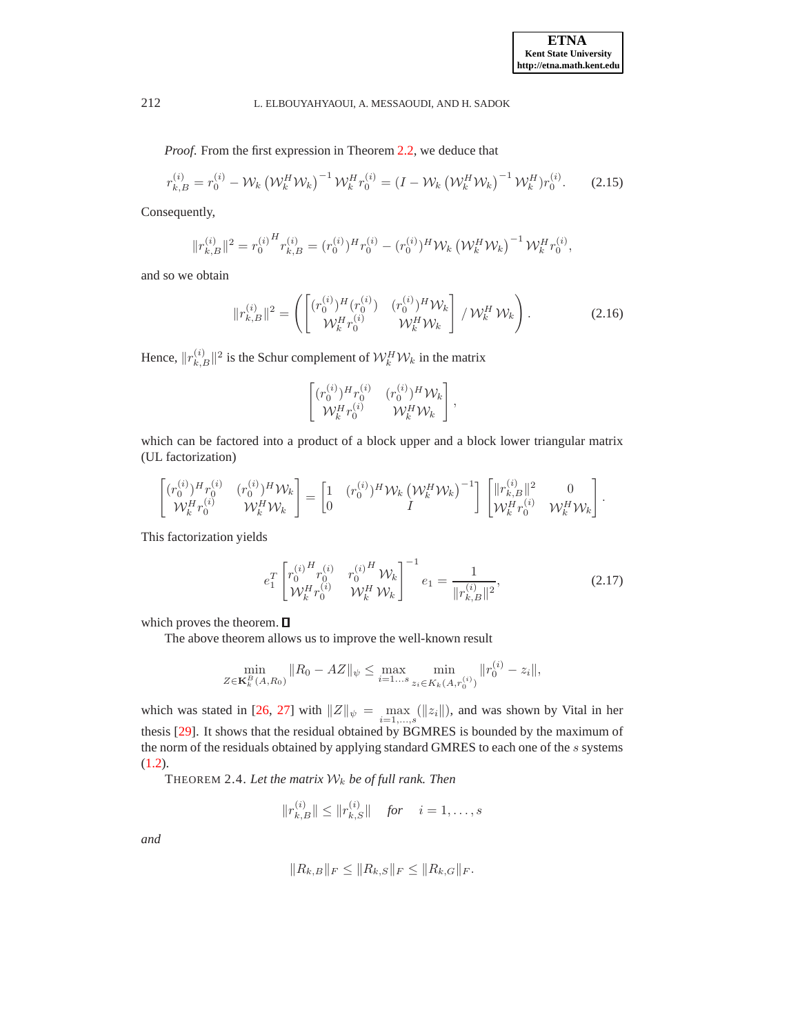*Proof.* From the first expression in Theorem 2.2, we deduce that

$$r_{k,B}^{(i)} = r_0^{(i)} - \mathcal{W}_k \left(\mathcal{W}_k^H \mathcal{W}_k\right)^{-1} \mathcal{W}_k^H r_0^{(i)} = (I - \mathcal{W}_k \left(\mathcal{W}_k^H \mathcal{W}_k\right)^{-1} \mathcal{W}_k^H) r_0^{(i)}. \tag{2.15}$$

Consequently,

$$\|r_{k,B}^{(i)}\|^2 = {r_0^{(i)}}^H r_{k,B}^{(i)} = (r_0^{(i)})^H r_0^{(i)} - (r_0^{(i)})^H \mathcal{W}_k \left(\mathcal{W}_k^H \mathcal{W}_k\right)^{-1} \mathcal{W}_k^H r_0^{(i)},$$

and so we obtain

$$\|r_{k,B}^{(i)}\|^2 = \left( \begin{bmatrix} (r_0^{(i)})^H (r_0^{(i)}) & (r_0^{(i)})^H \mathcal{W}_k \\ \mathcal{W}_k^H r_0^{(i)} & \mathcal{W}_k^H \mathcal{W}_k \end{bmatrix} / \, \mathcal{W}_k^H \, \mathcal{W}_k \right). \tag{2.16}$$

Hence, $\|r_{k,B}^{(i)}\|^2$ is the Schur complement of $\mathcal{W}_k^H \mathcal{W}_k$ in the matrix

$$\begin{bmatrix} (r_0^{(i)})^H r_0^{(i)} & (r_0^{(i)})^H \mathcal{W}_k \\ \mathcal{W}_k^H r_0^{(i)} & \mathcal{W}_k^H \mathcal{W}_k \end{bmatrix},$$

which can be factored into a product of a block upper and a block lower triangular matrix (UL factorization)

$$\begin{bmatrix} (r_0^{(i)})^H r_0^{(i)} & (r_0^{(i)})^H \mathcal{W}_k \\ \mathcal{W}_k^H r_0^{(i)} & \mathcal{W}_k^H \mathcal{W}_k \end{bmatrix} = \begin{bmatrix} 1 & (r_0^{(i)})^H \mathcal{W}_k \left(\mathcal{W}_k^H \mathcal{W}_k\right)^{-1} \\ 0 & I \end{bmatrix} \begin{bmatrix} \|r_{k,B}^{(i)}\|^2 & 0 \\ \mathcal{W}_k^H r_0^{(i)} & \mathcal{W}_k^H \mathcal{W}_k \end{bmatrix}.$$

This factorization yields

$$e_1^T \begin{bmatrix} {r_0^{(i)}}^H r_0^{(i)} & {r_0^{(i)}}^H \mathcal{W}_k \\ \mathcal{W}_k^H r_0^{(i)} & \mathcal{W}_k^H \, \mathcal{W}_k \end{bmatrix}^{-1} e_1 = \frac{1}{\|r_{k,B}^{(i)}\|^2}, \tag{2.17}$$

which proves the theorem. ∎

The above theorem allows us to improve the well-known result

$$\min_{Z \in \mathbf{K}_k^B(A, R_0)} \|R_0 - AZ\|_\psi \le \max_{i=1\ldots s} \min_{z_i \in K_k(A, r_0^{(i)})} \|r_0^{(i)} - z_i\|,$$

which was stated in [26, 27] with $\|Z\|_\psi = \max_{i=1,\ldots,s} (\|z_i\|)$, and was shown by Vital in her thesis [29]. It shows that the residual obtained by BGMRES is bounded by the maximum of the norm of the residuals obtained by applying standard GMRES to each one of the $s$ systems (1.2).

THEOREM 2.4. *Let the matrix $\mathcal{W}_k$ be of full rank. Then*

$$\|r_{k,B}^{(i)}\| \le \|r_{k,S}^{(i)}\| \quad \textit{for} \quad i = 1, \ldots, s$$

*and*

$$\|R_{k,B}\|_F \le \|R_{k,S}\|_F \le \|R_{k,G}\|_F.$$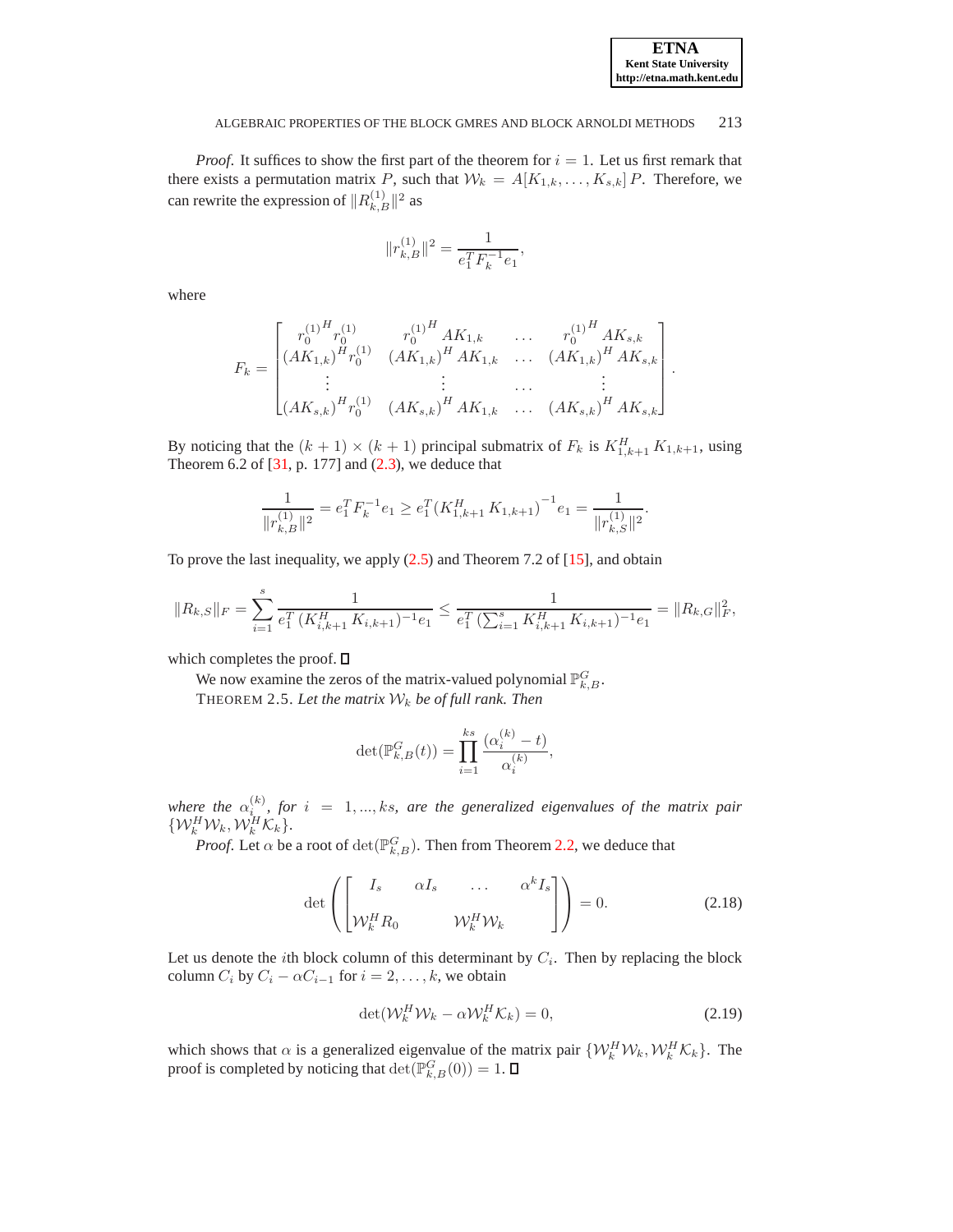*Proof.* It suffices to show the first part of the theorem for $i = 1$. Let us first remark that there exists a permutation matrix $P$, such that $\mathcal{W}_k = A[K_{1,k}, \ldots, K_{s,k}]\, P$. Therefore, we can rewrite the expression of $\|R_{k,B}^{(1)}\|^2$ as

$$\|r_{k,B}^{(1)}\|^2 = \frac{1}{e_1^T F_k^{-1} e_1},$$

where

$$F_k = \begin{bmatrix} {r_0^{(1)}}^H r_0^{(1)} & {r_0^{(1)}}^H AK_{1,k} & \ldots & {r_0^{(1)}}^H AK_{s,k} \\ (AK_{1,k})^H r_0^{(1)} & (AK_{1,k})^H AK_{1,k} & \ldots & (AK_{1,k})^H AK_{s,k} \\ \vdots & \vdots & \ldots & \vdots \\ (AK_{s,k})^H r_0^{(1)} & (AK_{s,k})^H AK_{1,k} & \ldots & (AK_{s,k})^H AK_{s,k} \end{bmatrix}.$$

By noticing that the $(k+1) \times (k+1)$ principal submatrix of $F_k$ is $K_{1,k+1}^H\, K_{1,k+1}$, using Theorem 6.2 of [31, p. 177] and (2.3), we deduce that

$$\frac{1}{\|r_{k,B}^{(1)}\|^2} = e_1^T F_k^{-1} e_1 \geq e_1^T (K_{1,k+1}^H\, K_{1,k+1})^{-1} e_1 = \frac{1}{\|r_{k,S}^{(1)}\|^2}.$$

To prove the last inequality, we apply (2.5) and Theorem 7.2 of [15], and obtain

$$\|R_{k,S}\|_F = \sum_{i=1}^{s} \frac{1}{e_1^T\, (K_{i,k+1}^H\, K_{i,k+1})^{-1} e_1} \leq \frac{1}{e_1^T\, (\sum_{i=1}^{s} K_{i,k+1}^H\, K_{i,k+1})^{-1} e_1} = \|R_{k,G}\|_F^2,$$

which completes the proof. ∎

We now examine the zeros of the matrix-valued polynomial $\mathbb{P}_{k,B}^{G}$.

THEOREM 2.5. *Let the matrix $\mathcal{W}_k$ be of full rank. Then*

$$\det(\mathbb{P}_{k,B}^{G}(t)) = \prod_{i=1}^{ks} \frac{(\alpha_i^{(k)} - t)}{\alpha_i^{(k)}},$$

*where the $\alpha_i^{(k)}$, for $i = 1, ..., ks$, are the generalized eigenvalues of the matrix pair $\{\mathcal{W}_k^H \mathcal{W}_k, \mathcal{W}_k^H \mathcal{K}_k\}$.*

*Proof.* Let $\alpha$ be a root of $\det(\mathbb{P}_{k,B}^{G})$. Then from Theorem 2.2, we deduce that

$$\det\left(\begin{bmatrix} I_s & \alpha I_s & \ldots & \alpha^k I_s \\ \mathcal{W}_k^H R_0 & & \mathcal{W}_k^H \mathcal{W}_k & \end{bmatrix}\right) = 0. \tag{2.18}$$

Let us denote the $i$th block column of this determinant by $C_i$. Then by replacing the block column $C_i$ by $C_i - \alpha C_{i-1}$ for $i = 2, \ldots, k$, we obtain

$$\det(\mathcal{W}_k^H \mathcal{W}_k - \alpha \mathcal{W}_k^H \mathcal{K}_k) = 0, \tag{2.19}$$

which shows that $\alpha$ is a generalized eigenvalue of the matrix pair $\{\mathcal{W}_k^H \mathcal{W}_k, \mathcal{W}_k^H \mathcal{K}_k\}$. The proof is completed by noticing that $\det(\mathbb{P}_{k,B}^{G}(0)) = 1$. ∎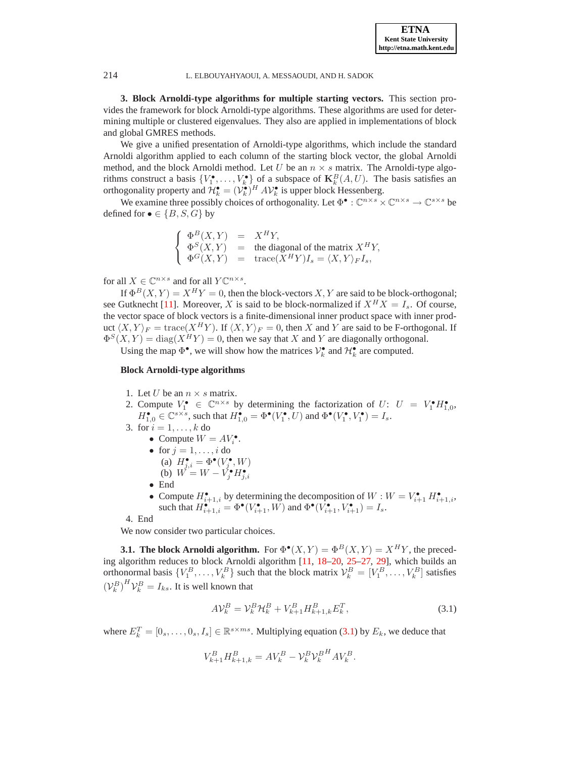**3. Block Arnoldi-type algorithms for multiple starting vectors.** This section provides the framework for block Arnoldi-type algorithms. These algorithms are used for determining multiple or clustered eigenvalues. They also are applied in implementations of block and global GMRES methods.

We give a unified presentation of Arnoldi-type algorithms, which include the standard Arnoldi algorithm applied to each column of the starting block vector, the global Arnoldi method, and the block Arnoldi method. Let $U$ be an $n \times s$ matrix. The Arnoldi-type algorithms construct a basis $\{V_1^\bullet, \ldots, V_k^\bullet\}$ of a subspace of $\mathbf{K}_k^B(A, U)$. The basis satisfies an orthogonality property and $\mathcal{H}_k^\bullet = (\mathcal{V}_k^\bullet)^H A \mathcal{V}_k^\bullet$ is upper block Hessenberg.

We examine three possibly choices of orthogonality. Let $\Phi^\bullet : \mathbb{C}^{n\times s} \times \mathbb{C}^{n\times s} \to \mathbb{C}^{s\times s}$ be defined for $\bullet \in \{B, S, G\}$ by

$$\left\{\begin{array}{lcl} \Phi^B(X,Y) & = & X^H Y, \\ \Phi^S(X,Y) & = & \text{the diagonal of the matrix } X^H Y, \\ \Phi^G(X,Y) & = & \operatorname{trace}(X^H Y) I_s = \langle X, Y\rangle_F I_s, \end{array}\right.$$

for all $X \in \mathbb{C}^{n\times s}$ and for all $Y \mathbb{C}^{n\times s}$.

If $\Phi^B(X,Y) = X^H Y = 0$, then the block-vectors $X, Y$ are said to be block-orthogonal; see Gutknecht [11]. Moreover, $X$ is said to be block-normalized if $X^H X = I_s$. Of course, the vector space of block vectors is a finite-dimensional inner product space with inner product $\langle X, Y\rangle_F = \operatorname{trace}(X^H Y)$. If $\langle X, Y\rangle_F = 0$, then $X$ and $Y$ are said to be F-orthogonal. If $\Phi^S(X,Y) = \operatorname{diag}(X^H Y) = 0$, then we say that $X$ and $Y$ are diagonally orthogonal.

Using the map $\Phi^\bullet$, we will show how the matrices $\mathcal{V}_k^\bullet$ and $\mathcal{H}_k^\bullet$ are computed.

**Block Arnoldi-type algorithms**

1. Let $U$ be an $n \times s$ matrix.
2. Compute $V_1^\bullet \in \mathbb{C}^{n\times s}$ by determining the factorization of $U$: $U = V_1^\bullet H_{1,0}^\bullet$, $H_{1,0}^\bullet \in \mathbb{C}^{s\times s}$, such that $H_{1,0}^\bullet = \Phi^\bullet(V_1^\bullet, U)$ and $\Phi^\bullet(V_1^\bullet, V_1^\bullet) = I_s$.
3. for $i = 1, \ldots, k$ do
   - Compute $W = AV_i^\bullet$.
   - for $j = 1, \ldots, i$ do
     (a) $H_{j,i}^\bullet = \Phi^\bullet(V_j^\bullet, W)$
     (b) $W = W - V_j^\bullet H_{j,i}^\bullet$
   - End
   - Compute $H_{i+1,i}^\bullet$ by determining the decomposition of $W : W = V_{i+1}^\bullet H_{i+1,i}^\bullet$, such that $H_{i+1,i}^\bullet = \Phi^\bullet(V_{i+1}^\bullet, W)$ and $\Phi^\bullet(V_{i+1}^\bullet, V_{i+1}^\bullet) = I_s$.
4. End

We now consider two particular choices.

**3.1. The block Arnoldi algorithm.** For $\Phi^\bullet(X,Y) = \Phi^B(X,Y) = X^H Y$, the preceding algorithm reduces to block Arnoldi algorithm [11, 18–20, 25–27, 29], which builds an orthonormal basis $\{V_1^B, \ldots, V_k^B\}$ such that the block matrix $\mathcal{V}_k^B = [V_1^B, \ldots, V_k^B]$ satisfies $(\mathcal{V}_k^B)^H \mathcal{V}_k^B = I_{ks}$. It is well known that

$$A\mathcal{V}_k^B = \mathcal{V}_k^B \mathcal{H}_k^B + V_{k+1}^B H_{k+1,k}^B E_k^T, \tag{3.1}$$

where $E_k^T = [0_s, \ldots, 0_s, I_s] \in \mathbb{R}^{s\times ms}$. Multiplying equation (3.1) by $E_k$, we deduce that

$$V_{k+1}^B H_{k+1,k}^B = AV_k^B - \mathcal{V}_k^B \mathcal{V}_k^{B^H} AV_k^B.$$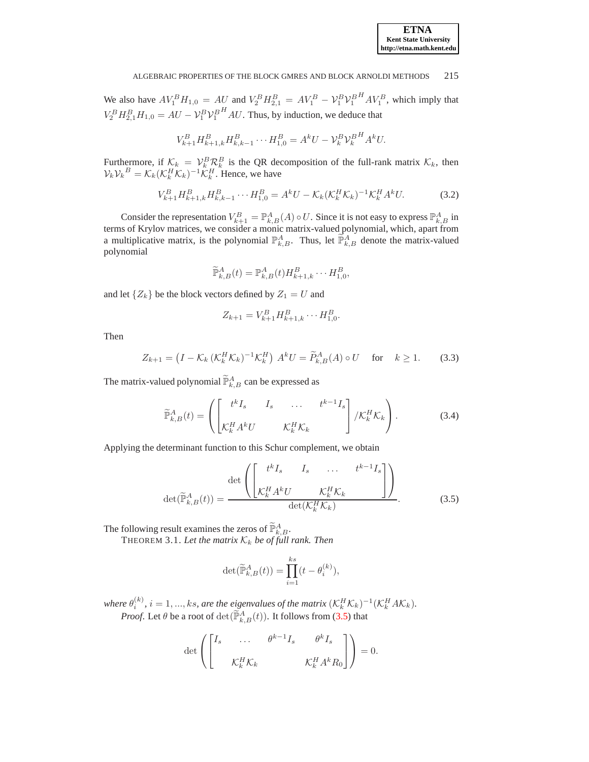We also have $AV_1^B H_{1,0} = AU$ and $V_2^B H_{2,1}^B = AV_1^B - \mathcal{V}_1^B {\mathcal{V}_1^B}^H AV_1^B$, which imply that $V_2^B H_{2,1}^B H_{1,0} = AU - \mathcal{V}_1^B {\mathcal{V}_1^B}^H AU$. Thus, by induction, we deduce that

$$V_{k+1}^B H_{k+1,k}^B H_{k,k-1}^B \cdots H_{1,0}^B = A^k U - \mathcal{V}_k^B {\mathcal{V}_k^B}^H A^k U.$$

Furthermore, if $\mathcal{K}_k = \mathcal{V}_k^B \mathcal{R}_k^B$ is the QR decomposition of the full-rank matrix $\mathcal{K}_k$, then $\mathcal{V}_k {\mathcal{V}_k}^B = \mathcal{K}_k (\mathcal{K}_k^H \mathcal{K}_k)^{-1} \mathcal{K}_k^H$. Hence, we have

$$V_{k+1}^B H_{k+1,k}^B H_{k,k-1}^B \cdots H_{1,0}^B = A^k U - \mathcal{K}_k (\mathcal{K}_k^H \mathcal{K}_k)^{-1} \mathcal{K}_k^H A^k U. \tag{3.2}$$

Consider the representation $V_{k+1}^B = \mathbb{P}_{k,B}^A(A) \circ U$. Since it is not easy to express $\mathbb{P}_{k,B}^A$ in terms of Krylov matrices, we consider a monic matrix-valued polynomial, which, apart from a multiplicative matrix, is the polynomial $\mathbb{P}_{k,B}^A$. Thus, let $\widetilde{\mathbb{P}}_{k,B}^A$ denote the matrix-valued polynomial

$$\widetilde{\mathbb{P}}_{k,B}^A(t) = \mathbb{P}_{k,B}^A(t) H_{k+1,k}^B \cdots H_{1,0}^B,$$

and let $\{Z_k\}$ be the block vectors defined by $Z_1 = U$ and

$$Z_{k+1} = V_{k+1}^B H_{k+1,k}^B \cdots H_{1,0}^B.$$

Then

$$Z_{k+1} = \left(I - \mathcal{K}_k \,(\mathcal{K}_k^H \mathcal{K}_k)^{-1} \mathcal{K}_k^H\right) \, A^k U = \widetilde{P}_{k,B}^A(A) \circ U \quad \text{for} \quad k \geq 1. \tag{3.3}$$

The matrix-valued polynomial $\widetilde{\mathbb{P}}_{k,B}^A$ can be expressed as

$$\widetilde{\mathbb{P}}_{k,B}^A(t) = \left( \begin{bmatrix} t^k I_s & I_s & \ldots & t^{k-1} I_s \\ \mathcal{K}_k^H A^k U & & \mathcal{K}_k^H \mathcal{K}_k & \end{bmatrix} / \mathcal{K}_k^H \mathcal{K}_k \right). \tag{3.4}$$

Applying the determinant function to this Schur complement, we obtain

$$\det(\widetilde{\mathbb{P}}_{k,B}^A(t)) = \frac{\det\left( \begin{bmatrix} t^k I_s & I_s & \ldots & t^{k-1} I_s \\ \mathcal{K}_k^H A^k U & & \mathcal{K}_k^H \mathcal{K}_k & \end{bmatrix} \right)}{\det(\mathcal{K}_k^H \mathcal{K}_k)}. \tag{3.5}$$

The following result examines the zeros of $\widetilde{\mathbb{P}}_{k,B}^A$.

THEOREM 3.1. *Let the matrix $\mathcal{K}_k$ be of full rank. Then*

$$\det(\widetilde{\mathbb{P}}_{k,B}^A(t)) = \prod_{i=1}^{ks} (t - \theta_i^{(k)}),$$

*where $\theta_i^{(k)}$, $i = 1, ..., ks$, are the eigenvalues of the matrix $(\mathcal{K}_k^H \mathcal{K}_k)^{-1} (\mathcal{K}_k^H A \mathcal{K}_k)$.*

*Proof.* Let $\theta$ be a root of $\det(\widetilde{\mathbb{P}}_{k,B}^A(t))$. It follows from (3.5) that

$$\det\left( \begin{bmatrix} I_s & \ldots & \theta^{k-1} I_s & \theta^k I_s \\ & \mathcal{K}_k^H \mathcal{K}_k & & \mathcal{K}_k^H A^k R_0 \end{bmatrix} \right) = 0.$$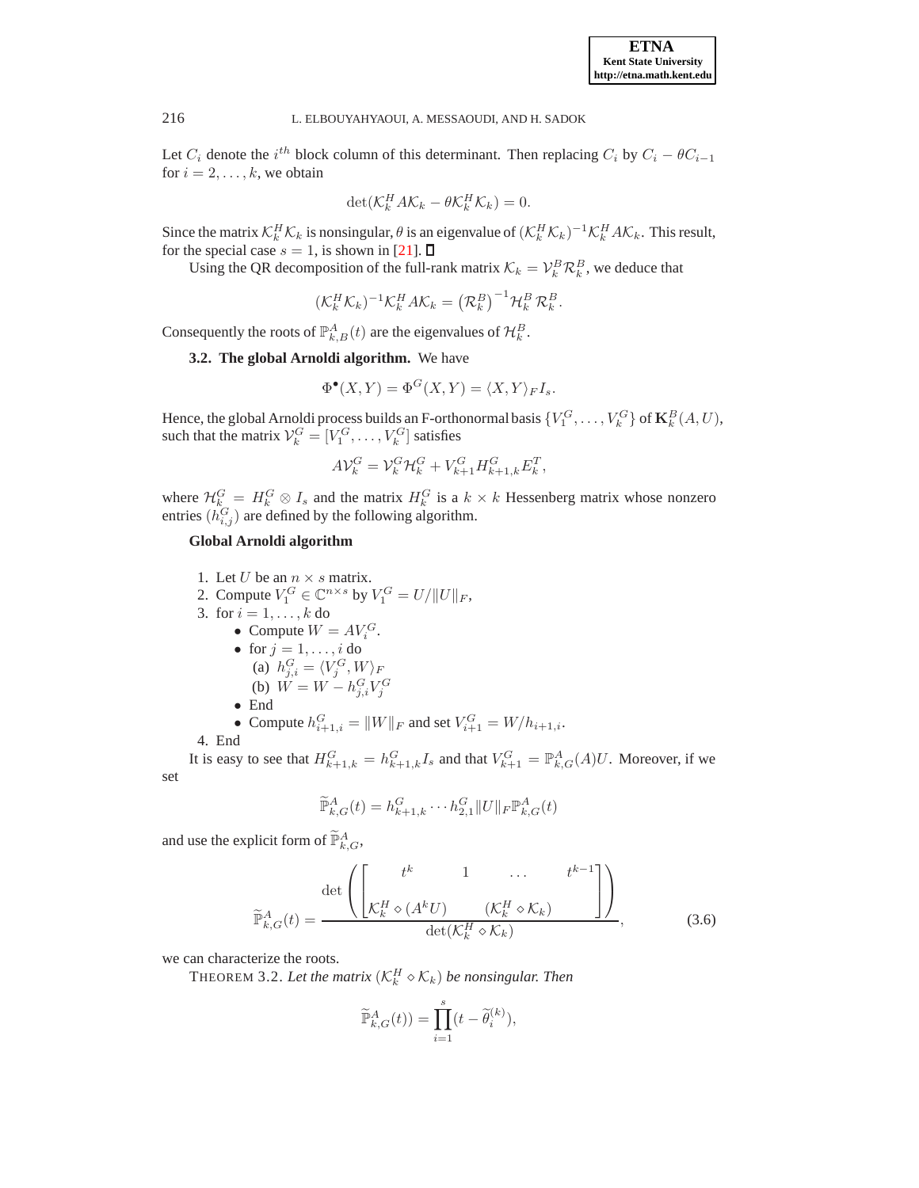Let $C_i$ denote the $i^{th}$ block column of this determinant. Then replacing $C_i$ by $C_i - \theta C_{i-1}$ for $i = 2, \dots, k$, we obtain

$$\det(\mathcal{K}_k^H A \mathcal{K}_k - \theta \mathcal{K}_k^H \mathcal{K}_k) = 0.$$

Since the matrix $\mathcal{K}_k^H \mathcal{K}_k$ is nonsingular, $\theta$ is an eigenvalue of $(\mathcal{K}_k^H \mathcal{K}_k)^{-1} \mathcal{K}_k^H A \mathcal{K}_k$. This result, for the special case $s = 1$, is shown in [21]. ∎

Using the QR decomposition of the full-rank matrix $\mathcal{K}_k = \mathcal{V}_k^B \mathcal{R}_k^B$, we deduce that

$$(\mathcal{K}_k^H \mathcal{K}_k)^{-1} \mathcal{K}_k^H A \mathcal{K}_k = \left(\mathcal{R}_k^B\right)^{-1} \mathcal{H}_k^B \, \mathcal{R}_k^B.$$

Consequently the roots of $\mathbb{P}_{k,B}^A(t)$ are the eigenvalues of $\mathcal{H}_k^B$.

**3.2. The global Arnoldi algorithm.** We have

$$\Phi^{\bullet}(X, Y) = \Phi^G(X, Y) = \langle X, Y \rangle_F I_s.$$

Hence, the global Arnoldi process builds an F-orthonormal basis $\{V_1^G, \dots, V_k^G\}$ of $\mathbf{K}_k^B(A, U)$, such that the matrix $\mathcal{V}_k^G = [V_1^G, \dots, V_k^G]$ satisfies

$$A \mathcal{V}_k^G = \mathcal{V}_k^G \mathcal{H}_k^G + V_{k+1}^G H_{k+1,k}^G E_k^T,$$

where $\mathcal{H}_k^G = H_k^G \otimes I_s$ and the matrix $H_k^G$ is a $k \times k$ Hessenberg matrix whose nonzero entries $(h_{i,j}^G)$ are defined by the following algorithm.

**Global Arnoldi algorithm**

1. Let $U$ be an $n \times s$ matrix.
2. Compute $V_1^G \in \mathbb{C}^{n \times s}$ by $V_1^G = U / \|U\|_F$,
3. for $i = 1, \dots, k$ do
   - Compute $W = A V_i^G$.
   - for $j = 1, \dots, i$ do
     (a) $h_{j,i}^G = \langle V_j^G, W \rangle_F$
     (b) $W = W - h_{j,i}^G V_j^G$
   - End
   - Compute $h_{i+1,i}^G = \|W\|_F$ and set $V_{i+1}^G = W / h_{i+1,i}$.
4. End

It is easy to see that $H_{k+1,k}^G = h_{k+1,k}^G I_s$ and that $V_{k+1}^G = \mathbb{P}_{k,G}^A(A) U$. Moreover, if we set

$$\widetilde{\mathbb{P}}_{k,G}^A(t) = h_{k+1,k}^G \cdots h_{2,1}^G \|U\|_F \mathbb{P}_{k,G}^A(t)$$

and use the explicit form of $\widetilde{\mathbb{P}}_{k,G}^A$,

$$\widetilde{\mathbb{P}}_{k,G}^A(t) = \frac{\det\left(\begin{bmatrix} t^k & 1 & \dots & t^{k-1} \\ \mathcal{K}_k^H \diamond (A^k U) & (\mathcal{K}_k^H \diamond \mathcal{K}_k) & & \end{bmatrix}\right)}{\det(\mathcal{K}_k^H \diamond \mathcal{K}_k)}, \tag{3.6}$$

we can characterize the roots.

THEOREM 3.2. *Let the matrix $(\mathcal{K}_k^H \diamond \mathcal{K}_k)$ be nonsingular. Then*

$$\widetilde{\mathbb{P}}_{k,G}^A(t)) = \prod_{i=1}^{s} (t - \widetilde{\theta}_i^{(k)}),$$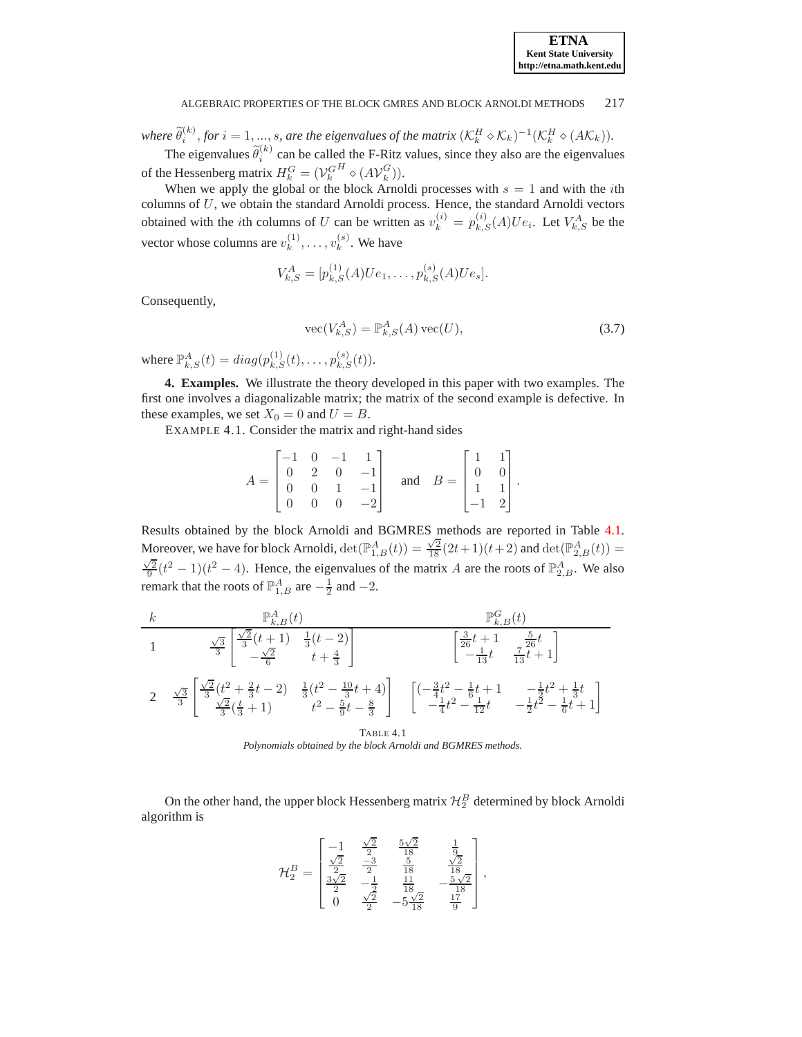*where* $\widetilde{\theta}_i^{(k)}$, *for* $i = 1, ..., s$, *are the eigenvalues of the matrix* $(\mathcal{K}_k^H \diamond \mathcal{K}_k)^{-1}(\mathcal{K}_k^H \diamond (A\mathcal{K}_k))$.

The eigenvalues $\widetilde{\theta}_i^{(k)}$ can be called the F-Ritz values, since they also are the eigenvalues of the Hessenberg matrix $H_k^G = (\mathcal{V}_k^{G\,H} \diamond (A\mathcal{V}_k^G))$.

When we apply the global or the block Arnoldi processes with $s = 1$ and with the $i$th columns of $U$, we obtain the standard Arnoldi process. Hence, the standard Arnoldi vectors obtained with the $i$th columns of $U$ can be written as $v_k^{(i)} = p_{k,S}^{(i)}(A)Ue_i$. Let $V_{k,S}^A$ be the vector whose columns are $v_k^{(1)}, \ldots, v_k^{(s)}$. We have

$$V_{k,S}^A = [p_{k,S}^{(1)}(A)Ue_1, \ldots, p_{k,S}^{(s)}(A)Ue_s].$$

Consequently,

$$\mathrm{vec}(V_{k,S}^A) = \mathbb{P}_{k,S}^A(A)\,\mathrm{vec}(U), \tag{3.7}$$

where $\mathbb{P}_{k,S}^A(t) = diag(p_{k,S}^{(1)}(t), \ldots, p_{k,S}^{(s)}(t))$.

**4. Examples.** We illustrate the theory developed in this paper with two examples. The first one involves a diagonalizable matrix; the matrix of the second example is defective. In these examples, we set $X_0 = 0$ and $U = B$.

EXAMPLE 4.1. Consider the matrix and right-hand sides

$$A = \begin{bmatrix} -1 & 0 & -1 & 1 \\ 0 & 2 & 0 & -1 \\ 0 & 0 & 1 & -1 \\ 0 & 0 & 0 & -2 \end{bmatrix} \quad \text{and} \quad B = \begin{bmatrix} 1 & 1 \\ 0 & 0 \\ 1 & 1 \\ -1 & 2 \end{bmatrix}.$$

Results obtained by the block Arnoldi and BGMRES methods are reported in Table 4.1. Moreover, we have for block Arnoldi, $\det(\mathbb{P}_{1,B}^A(t)) = \frac{\sqrt{2}}{18}(2t+1)(t+2)$ and $\det(\mathbb{P}_{2,B}^A(t)) = \frac{\sqrt{2}}{9}(t^2-1)(t^2-4)$. Hence, the eigenvalues of the matrix $A$ are the roots of $\mathbb{P}_{2,B}^A$. We also remark that the roots of $\mathbb{P}_{1,B}^A$ are $-\frac{1}{2}$ and $-2$.

| $k$ | $\mathbb{P}_{k,B}^A(t)$ | $\mathbb{P}_{k,B}^G(t)$ |
|---|---|---|
| 1 | $\frac{\sqrt{3}}{3}\begin{bmatrix} \frac{\sqrt{2}}{3}(t+1) & \frac{1}{3}(t-2) \\ -\frac{\sqrt{2}}{6} & t+\frac{4}{3} \end{bmatrix}$ | $\begin{bmatrix} \frac{3}{26}t+1 & \frac{5}{26}t \\ -\frac{1}{13}t & \frac{7}{13}t+1 \end{bmatrix}$ |
| 2 | $\frac{\sqrt{3}}{3}\begin{bmatrix} \frac{\sqrt{2}}{3}(t^2+\frac{2}{3}t-2) & \frac{1}{3}(t^2-\frac{10}{3}t+4) \\ \frac{\sqrt{2}}{3}(\frac{t}{3}+1) & t^2-\frac{5}{9}t-\frac{8}{3} \end{bmatrix}$ | $\begin{bmatrix} (-\frac{3}{4}t^2-\frac{1}{6}t+1 & -\frac{1}{2}t^2+\frac{1}{3}t \\ -\frac{1}{4}t^2-\frac{1}{12}t & -\frac{1}{2}t^2-\frac{1}{6}t+1 \end{bmatrix}$ |

TABLE 4.1
*Polynomials obtained by the block Arnoldi and BGMRES methods.*

On the other hand, the upper block Hessenberg matrix $\mathcal{H}_2^B$ determined by block Arnoldi algorithm is

$$\mathcal{H}_2^B = \begin{bmatrix} -1 & \frac{\sqrt{2}}{2} & \frac{5\sqrt{2}}{18} & \frac{1}{9} \\ \frac{\sqrt{2}}{2} & \frac{-3}{2} & \frac{5}{18} & \frac{\sqrt{2}}{18} \\ \frac{3\sqrt{2}}{2} & -\frac{1}{2} & \frac{11}{18} & -\frac{5\sqrt{2}}{18} \\ 0 & \frac{\sqrt{2}}{2} & -5\frac{\sqrt{2}}{18} & \frac{17}{9} \end{bmatrix},$$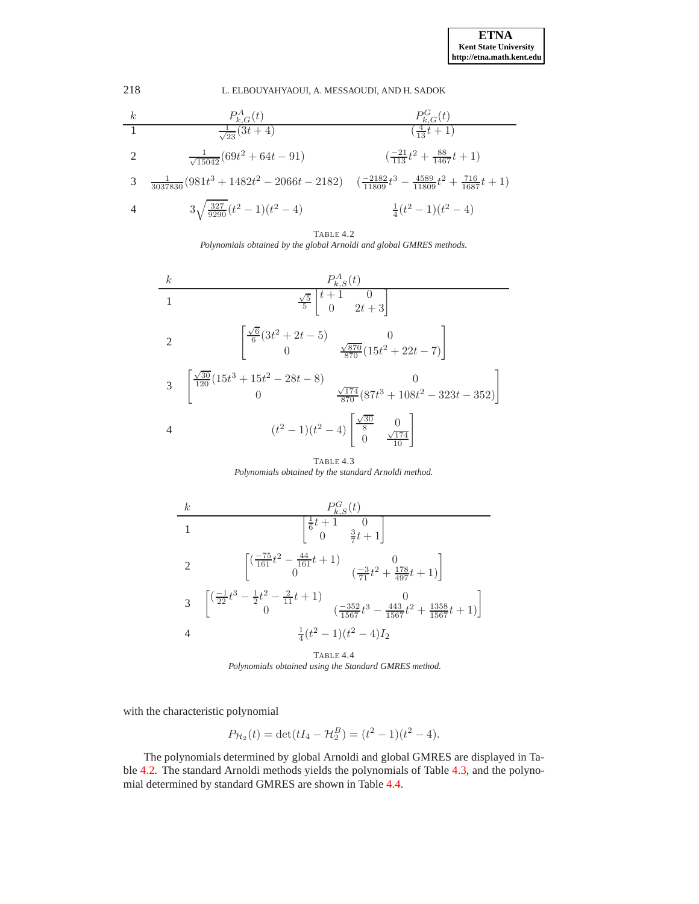| $k$ | $P^A_{k,G}(t)$ | $P^G_{k,G}(t)$ |
|---|---|---|
| 1 | $\frac{1}{\sqrt{23}}(3t+4)$ | $(\frac{4}{13}t+1)$ |
| 2 | $\frac{1}{\sqrt{15042}}(69t^2+64t-91)$ | $(\frac{-21}{113}t^2+\frac{88}{1467}t+1)$ |
| 3 | $\frac{1}{3037830}(981t^3+1482t^2-2066t-2182)$ | $(\frac{-2182}{11809}t^3-\frac{4589}{11809}t^2+\frac{716}{1687}t+1)$ |
| 4 | $3\sqrt{\frac{327}{9290}}(t^2-1)(t^2-4)$ | $\frac{1}{4}(t^2-1)(t^2-4)$ |

TABLE 4.2
*Polynomials obtained by the global Arnoldi and global GMRES methods.*

| $k$ | $P^A_{k,S}(t)$ |
|---|---|
| 1 | $\frac{\sqrt{5}}{5}\begin{bmatrix} t+1 & 0 \\ 0 & 2t+3 \end{bmatrix}$ |
| 2 | $\begin{bmatrix} \frac{\sqrt{6}}{6}(3t^2+2t-5) & 0 \\ 0 & \frac{\sqrt{870}}{870}(15t^2+22t-7) \end{bmatrix}$ |
| 3 | $\begin{bmatrix} \frac{\sqrt{30}}{120}(15t^3+15t^2-28t-8) & 0 \\ 0 & \frac{\sqrt{174}}{870}(87t^3+108t^2-323t-352) \end{bmatrix}$ |
| 4 | $(t^2-1)(t^2-4)\begin{bmatrix} \frac{\sqrt{30}}{8} & 0 \\ 0 & \frac{\sqrt{174}}{10} \end{bmatrix}$ |

TABLE 4.3
*Polynomials obtained by the standard Arnoldi method.*

| $k$ | $P^G_{k,S}(t)$ |
|---|---|
| 1 | $\begin{bmatrix} \frac{1}{6}t+1 & 0 \\ 0 & \frac{3}{7}t+1 \end{bmatrix}$ |
| 2 | $\begin{bmatrix} (\frac{-75}{161}t^2-\frac{44}{161}t+1) & 0 \\ 0 & (\frac{-3}{71}t^2+\frac{178}{497}t+1) \end{bmatrix}$ |
| 3 | $\begin{bmatrix} (\frac{-1}{22}t^3-\frac{1}{2}t^2-\frac{2}{11}t+1) & 0 \\ 0 & (\frac{-352}{1567}t^3-\frac{443}{1567}t^2+\frac{1358}{1567}t+1) \end{bmatrix}$ |
| 4 | $\frac{1}{4}(t^2-1)(t^2-4)I_2$ |

TABLE 4.4
*Polynomials obtained using the Standard GMRES method.*

with the characteristic polynomial

$$P_{\mathcal{H}_2}(t) = \det(tI_4 - \mathcal{H}^B_2) = (t^2-1)(t^2-4).$$

The polynomials determined by global Arnoldi and global GMRES are displayed in Table 4.2. The standard Arnoldi methods yields the polynomials of Table 4.3, and the polynomial determined by standard GMRES are shown in Table 4.4.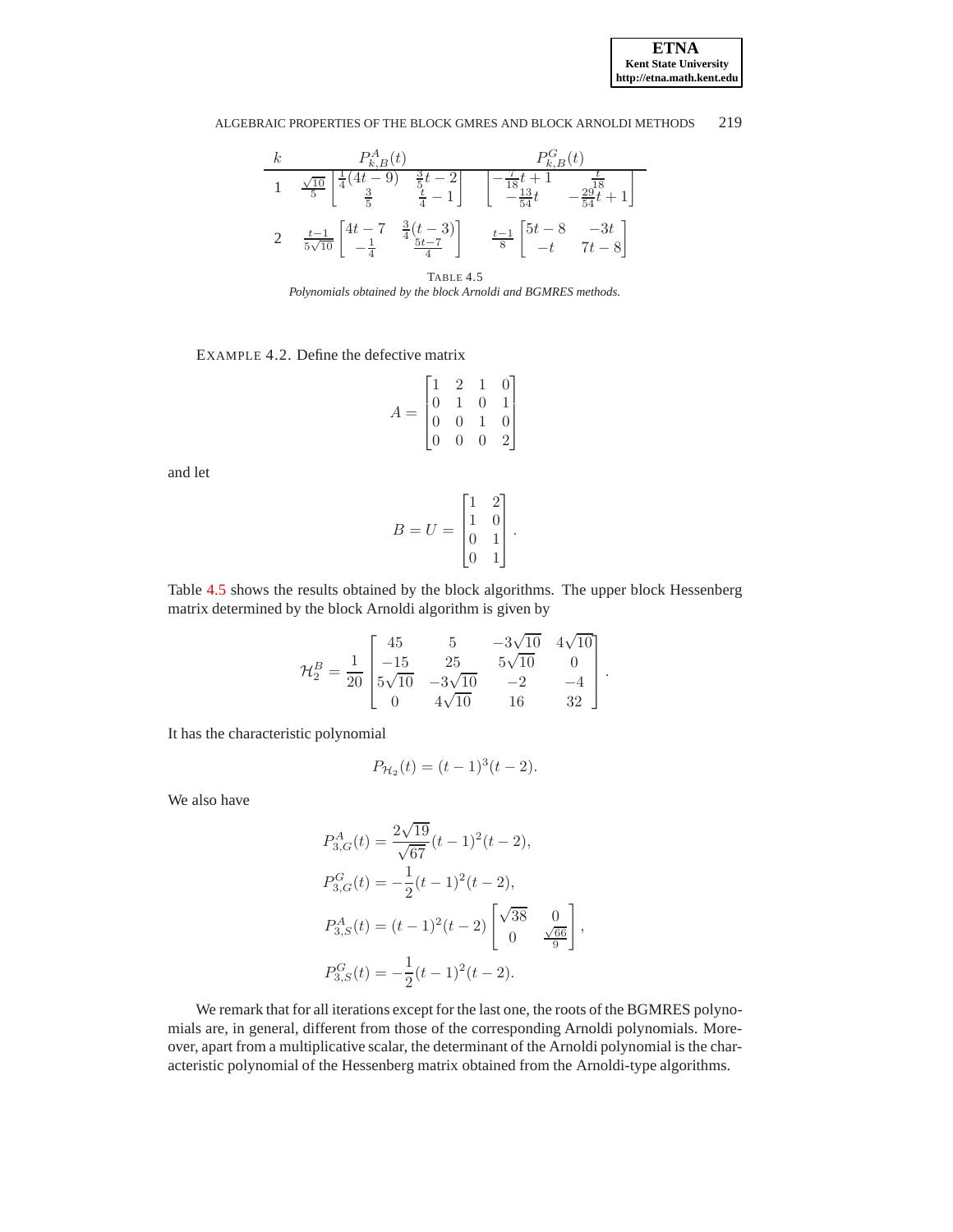| $k$ | $P^A_{k,B}(t)$ | $P^G_{k,B}(t)$ |
|---|---|---|
| 1 | $\frac{\sqrt{10}}{5}\begin{bmatrix}\frac{1}{4}(4t-9) & \frac{3}{5}t-2\\ \frac{3}{5} & \frac{t}{4}-1\end{bmatrix}$ | $\begin{bmatrix}-\frac{7}{18}t+1 & \frac{t}{18}\\ -\frac{13}{54}t & -\frac{29}{54}t+1\end{bmatrix}$ |
| 2 | $\frac{t-1}{5\sqrt{10}}\begin{bmatrix}4t-7 & \frac{3}{4}(t-3)\\ -\frac{1}{4} & \frac{5t-7}{4}\end{bmatrix}$ | $\frac{t-1}{8}\begin{bmatrix}5t-8 & -3t\\ -t & 7t-8\end{bmatrix}$ |

TABLE 4.5
*Polynomials obtained by the block Arnoldi and BGMRES methods.*

EXAMPLE 4.2. Define the defective matrix

$$A = \begin{bmatrix}1 & 2 & 1 & 0\\ 0 & 1 & 0 & 1\\ 0 & 0 & 1 & 0\\ 0 & 0 & 0 & 2\end{bmatrix}$$

and let

$$B = U = \begin{bmatrix}1 & 2\\ 1 & 0\\ 0 & 1\\ 0 & 1\end{bmatrix}.$$

Table 4.5 shows the results obtained by the block algorithms. The upper block Hessenberg matrix determined by the block Arnoldi algorithm is given by

$$\mathcal{H}^B_2 = \frac{1}{20}\begin{bmatrix}45 & 5 & -3\sqrt{10} & 4\sqrt{10}\\ -15 & 25 & 5\sqrt{10} & 0\\ 5\sqrt{10} & -3\sqrt{10} & -2 & -4\\ 0 & 4\sqrt{10} & 16 & 32\end{bmatrix}.$$

It has the characteristic polynomial

$$P_{\mathcal{H}_2}(t) = (t-1)^3(t-2).$$

We also have

$$P^A_{3,G}(t) = \frac{2\sqrt{19}}{\sqrt{67}}(t-1)^2(t-2),$$

$$P^G_{3,G}(t) = -\frac{1}{2}(t-1)^2(t-2),$$

$$P^A_{3,S}(t) = (t-1)^2(t-2)\begin{bmatrix}\sqrt{38} & 0\\ 0 & \frac{\sqrt{66}}{9}\end{bmatrix},$$

$$P^G_{3,S}(t) = -\frac{1}{2}(t-1)^2(t-2).$$

We remark that for all iterations except for the last one, the roots of the BGMRES polynomials are, in general, different from those of the corresponding Arnoldi polynomials. Moreover, apart from a multiplicative scalar, the determinant of the Arnoldi polynomial is the characteristic polynomial of the Hessenberg matrix obtained from the Arnoldi-type algorithms.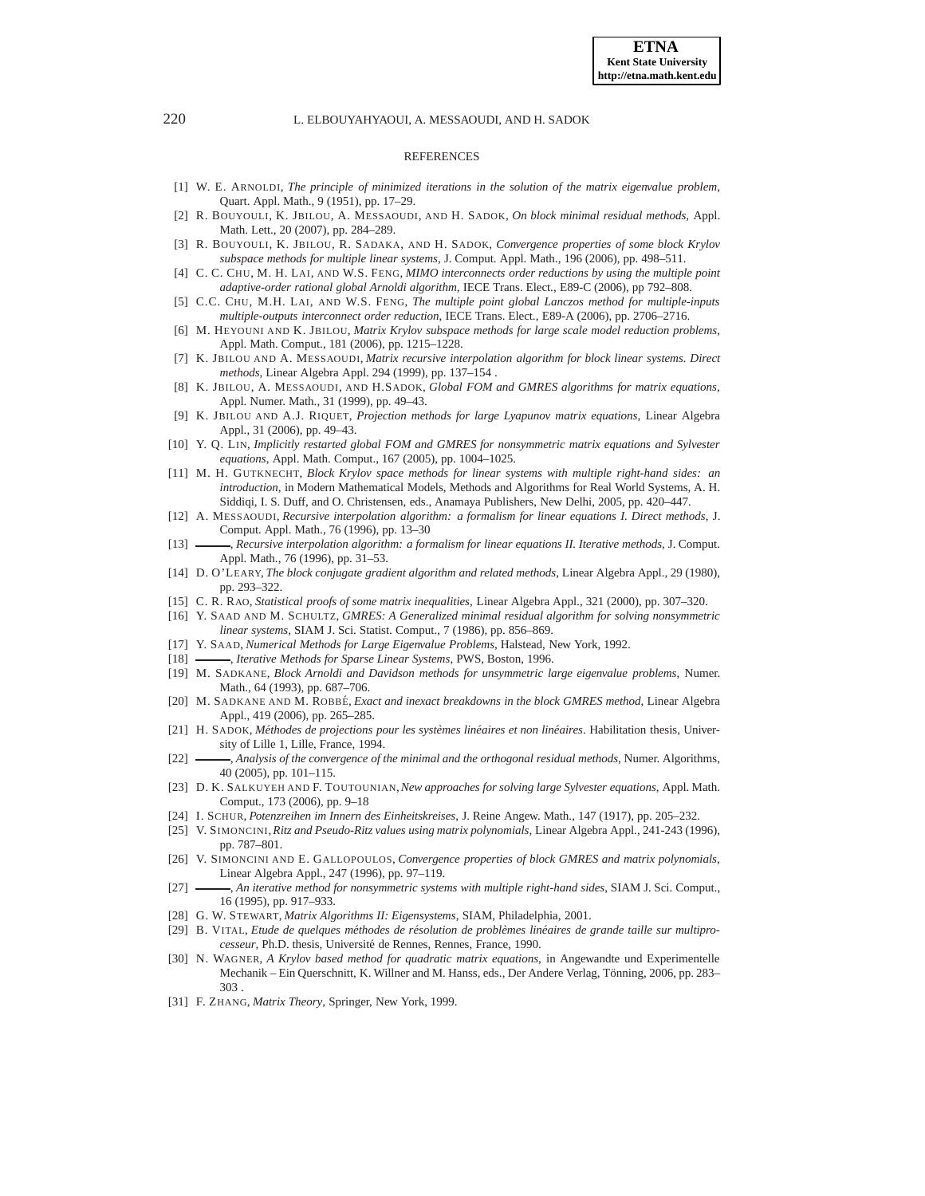## REFERENCES

[1] W. E. ARNOLDI, *The principle of minimized iterations in the solution of the matrix eigenvalue problem*, Quart. Appl. Math., 9 (1951), pp. 17–29.

[2] R. BOUYOULI, K. JBILOU, A. MESSAOUDI, AND H. SADOK, *On block minimal residual methods*, Appl. Math. Lett., 20 (2007), pp. 284–289.

[3] R. BOUYOULI, K. JBILOU, R. SADAKA, AND H. SADOK, *Convergence properties of some block Krylov subspace methods for multiple linear systems*, J. Comput. Appl. Math., 196 (2006), pp. 498–511.

[4] C. C. CHU, M. H. LAI, AND W.S. FENG, *MIMO interconnects order reductions by using the multiple point adaptive-order rational global Arnoldi algorithm*, IECE Trans. Elect., E89-C (2006), pp 792–808.

[5] C.C. CHU, M.H. LAI, AND W.S. FENG, *The multiple point global Lanczos method for multiple-inputs multiple-outputs interconnect order reduction*, IECE Trans. Elect., E89-A (2006), pp. 2706–2716.

[6] M. HEYOUNI AND K. JBILOU, *Matrix Krylov subspace methods for large scale model reduction problems*, Appl. Math. Comput., 181 (2006), pp. 1215–1228.

[7] K. JBILOU AND A. MESSAOUDI, *Matrix recursive interpolation algorithm for block linear systems. Direct methods*, Linear Algebra Appl. 294 (1999), pp. 137–154 .

[8] K. JBILOU, A. MESSAOUDI, AND H.SADOK, *Global FOM and GMRES algorithms for matrix equations*, Appl. Numer. Math., 31 (1999), pp. 49–43.

[9] K. JBILOU AND A.J. RIQUET, *Projection methods for large Lyapunov matrix equations*, Linear Algebra Appl., 31 (2006), pp. 49–43.

[10] Y. Q. LIN, *Implicitly restarted global FOM and GMRES for nonsymmetric matrix equations and Sylvester equations*, Appl. Math. Comput., 167 (2005), pp. 1004–1025.

[11] M. H. GUTKNECHT, *Block Krylov space methods for linear systems with multiple right-hand sides: an introduction*, in Modern Mathematical Models, Methods and Algorithms for Real World Systems, A. H. Siddiqi, I. S. Duff, and O. Christensen, eds., Anamaya Publishers, New Delhi, 2005, pp. 420–447.

[12] A. MESSAOUDI, *Recursive interpolation algorithm: a formalism for linear equations I. Direct methods*, J. Comput. Appl. Math., 76 (1996), pp. 13–30

[13] ———, *Recursive interpolation algorithm: a formalism for linear equations II. Iterative methods*, J. Comput. Appl. Math., 76 (1996), pp. 31–53.

[14] D. O'LEARY, *The block conjugate gradient algorithm and related methods*, Linear Algebra Appl., 29 (1980), pp. 293–322.

[15] C. R. RAO, *Statistical proofs of some matrix inequalities*, Linear Algebra Appl., 321 (2000), pp. 307–320.

[16] Y. SAAD AND M. SCHULTZ, *GMRES: A Generalized minimal residual algorithm for solving nonsymmetric linear systems*, SIAM J. Sci. Statist. Comput., 7 (1986), pp. 856–869.

[17] Y. SAAD, *Numerical Methods for Large Eigenvalue Problems*, Halstead, New York, 1992.

[18] ———, *Iterative Methods for Sparse Linear Systems*, PWS, Boston, 1996.

[19] M. SADKANE, *Block Arnoldi and Davidson methods for unsymmetric large eigenvalue problems*, Numer. Math., 64 (1993), pp. 687–706.

[20] M. SADKANE AND M. ROBBÉ, *Exact and inexact breakdowns in the block GMRES method*, Linear Algebra Appl., 419 (2006), pp. 265–285.

[21] H. SADOK, *Méthodes de projections pour les systèmes linéaires et non linéaires*. Habilitation thesis, University of Lille 1, Lille, France, 1994.

[22] ———, *Analysis of the convergence of the minimal and the orthogonal residual methods*, Numer. Algorithms, 40 (2005), pp. 101–115.

[23] D. K. SALKUYEH AND F. TOUTOUNIAN, *New approaches for solving large Sylvester equations*, Appl. Math. Comput., 173 (2006), pp. 9–18

[24] I. SCHUR, *Potenzreihen im Innern des Einheitskreises*, J. Reine Angew. Math., 147 (1917), pp. 205–232.

[25] V. SIMONCINI, *Ritz and Pseudo-Ritz values using matrix polynomials*, Linear Algebra Appl., 241-243 (1996), pp. 787–801.

[26] V. SIMONCINI AND E. GALLOPOULOS, *Convergence properties of block GMRES and matrix polynomials*, Linear Algebra Appl., 247 (1996), pp. 97–119.

[27] ———, *An iterative method for nonsymmetric systems with multiple right-hand sides*, SIAM J. Sci. Comput., 16 (1995), pp. 917–933.

[28] G. W. STEWART, *Matrix Algorithms II: Eigensystems*, SIAM, Philadelphia, 2001.

[29] B. VITAL, *Etude de quelques méthodes de résolution de problèmes linéaires de grande taille sur multiprocesseur*, Ph.D. thesis, Université de Rennes, Rennes, France, 1990.

[30] N. WAGNER, *A Krylov based method for quadratic matrix equations*, in Angewandte und Experimentelle Mechanik – Ein Querschnitt, K. Willner and M. Hanss, eds., Der Andere Verlag, Tönning, 2006, pp. 283–303 .

[31] F. ZHANG, *Matrix Theory*, Springer, New York, 1999.